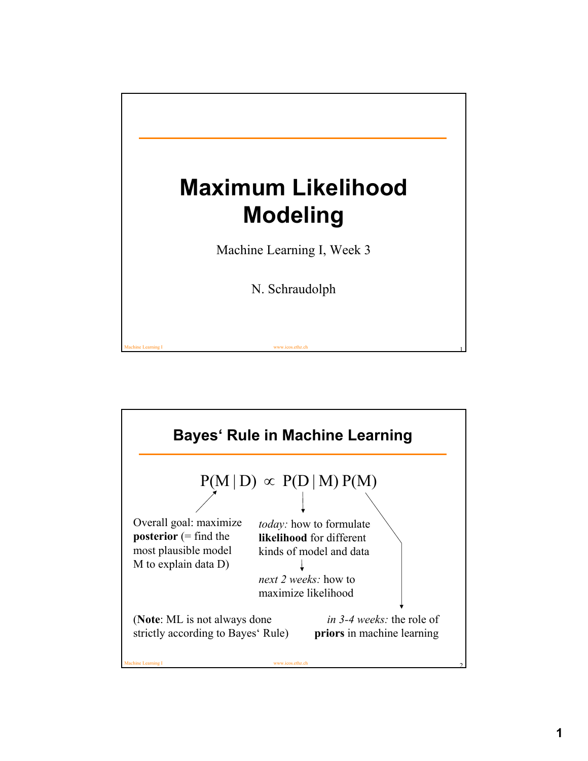# Maximum Likelihood Modeling

Machine Learning I, Week 3

N. Schraudolph

## Bayes' Rule in Machine Learning

$$P(M \mid D) \propto P(D \mid M)\, P(M)$$

Overall goal: maximize **posterior** (= find the most plausible model M to explain data D)

*today:* how to formulate **likelihood** for different kinds of model and data

*next 2 weeks:* how to maximize likelihood

*in 3-4 weeks:* the role of **priors** in machine learning

(**Note**: ML is not always done strictly according to Bayes' Rule)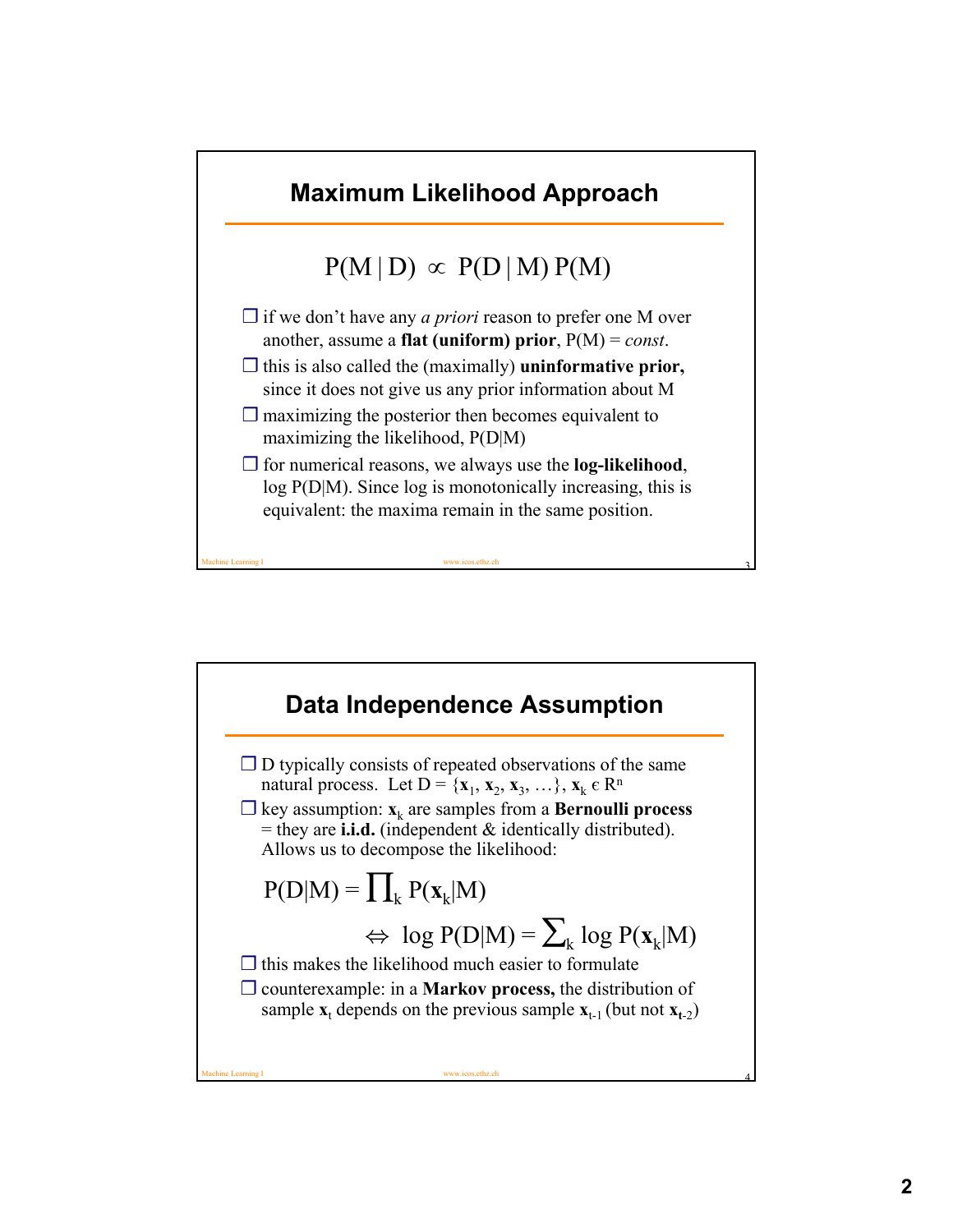## Maximum Likelihood Approach

$$P(M \mid D) \propto P(D \mid M)\, P(M)$$

- if we don't have any *a priori* reason to prefer one M over another, assume a **flat (uniform) prior**, P(M) = *const*.
- this is also called the (maximally) **uninformative prior,** since it does not give us any prior information about M
- maximizing the posterior then becomes equivalent to maximizing the likelihood, P(D|M)
- for numerical reasons, we always use the **log-likelihood**, log P(D|M). Since log is monotonically increasing, this is equivalent: the maxima remain in the same position.

## Data Independence Assumption

- D typically consists of repeated observations of the same natural process. Let $D = \{\mathbf{x}_1, \mathbf{x}_2, \mathbf{x}_3, \ldots\}$, $\mathbf{x}_k \in R^n$
- key assumption: $\mathbf{x}_k$ are samples from a **Bernoulli process** = they are **i.i.d.** (independent & identically distributed). Allows us to decompose the likelihood:

$$P(D|M) = \prod_k P(\mathbf{x}_k|M)$$

$$\Leftrightarrow \log P(D|M) = \sum_k \log P(\mathbf{x}_k|M)$$

- this makes the likelihood much easier to formulate
- counterexample: in a **Markov process,** the distribution of sample $\mathbf{x}_t$ depends on the previous sample $\mathbf{x}_{t-1}$ (but not $\mathbf{x}_{t-2}$)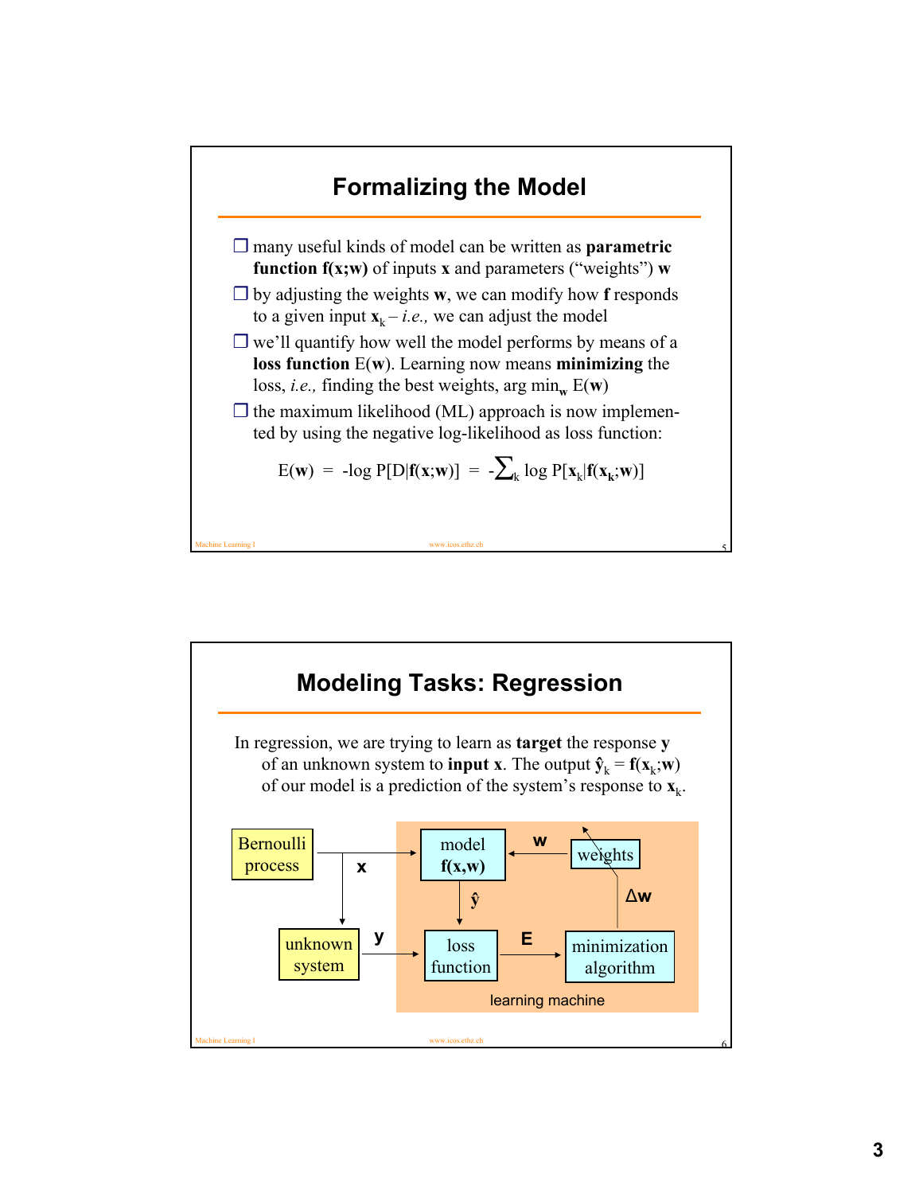## Formalizing the Model

- many useful kinds of model can be written as **parametric function $\mathbf{f}(\mathbf{x};\mathbf{w})$** of inputs $\mathbf{x}$ and parameters ("weights") $\mathbf{w}$
- by adjusting the weights $\mathbf{w}$, we can modify how $\mathbf{f}$ responds to a given input $\mathbf{x}_k$ – *i.e.,* we can adjust the model
- we'll quantify how well the model performs by means of a **loss function** $E(\mathbf{w})$. Learning now means **minimizing** the loss, *i.e.,* finding the best weights, $\arg\min_{\mathbf{w}} E(\mathbf{w})$
- the maximum likelihood (ML) approach is now implemented by using the negative log-likelihood as loss function:

$$E(\mathbf{w}) = -\log P[D|\mathbf{f}(\mathbf{x};\mathbf{w})] = -\sum_k \log P[\mathbf{x}_k|\mathbf{f}(\mathbf{x}_k;\mathbf{w})]$$

## Modeling Tasks: Regression

In regression, we are trying to learn as **target** the response $\mathbf{y}$ of an unknown system to **input** $\mathbf{x}$. The output $\hat{\mathbf{y}}_k = \mathbf{f}(\mathbf{x}_k;\mathbf{w})$ of our model is a prediction of the system's response to $\mathbf{x}_k$.

Bernoulli process → $\mathbf{x}$ → model $\mathbf{f}(\mathbf{x},\mathbf{w})$; $\mathbf{x}$ → unknown system → $\mathbf{y}$ → loss function; model → $\hat{\mathbf{y}}$ → loss function → $\mathbf{E}$ → minimization algorithm → $\Delta\mathbf{w}$ → weights → $\mathbf{w}$ → model

learning machine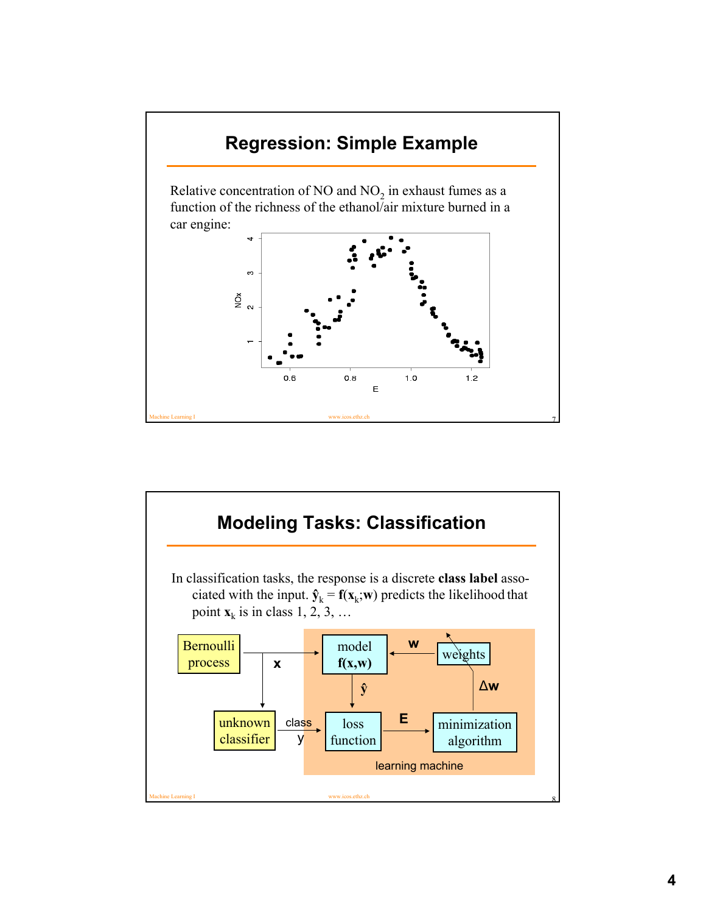## Regression: Simple Example

Relative concentration of NO and $NO_2$ in exhaust fumes as a function of the richness of the ethanol/air mixture burned in a car engine:

## Modeling Tasks: Classification

In classification tasks, the response is a discrete **class label** associated with the input. $\hat{\mathbf{y}}_k = \mathbf{f}(\mathbf{x}_k;\mathbf{w})$ predicts the likelihood that point $\mathbf{x}_k$ is in class 1, 2, 3, …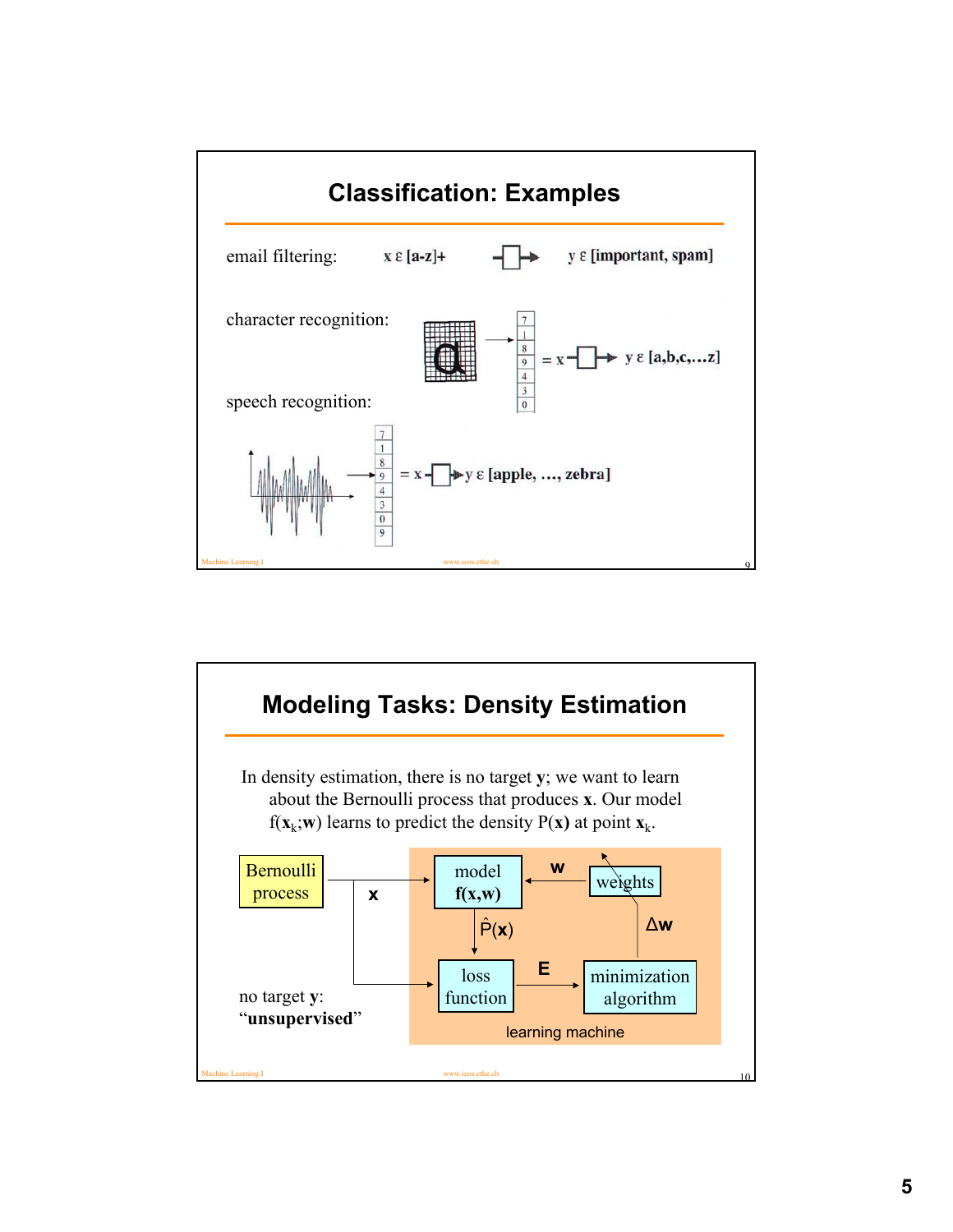## Classification: Examples

email filtering: $x \in [a\text{-}z]+$ → $y \in$ [important, spam]

character recognition: $= x$ → $y \in [a,b,c,\ldots z]$

speech recognition: $= x$ → $y \in$ [apple, …, zebra]

## Modeling Tasks: Density Estimation

In density estimation, there is no target **y**; we want to learn about the Bernoulli process that produces **x**. Our model $f(\mathbf{x}_k;\mathbf{w})$ learns to predict the density $P(\mathbf{x})$ at point $\mathbf{x}_k$.

Bernoulli process → **x** → model **f(x,w)** ← **w** ← weights

model → $\hat{P}(\mathbf{x})$ → loss function → **E** → minimization algorithm → $\Delta\mathbf{w}$ → weights

learning machine

no target **y**: "**unsupervised**"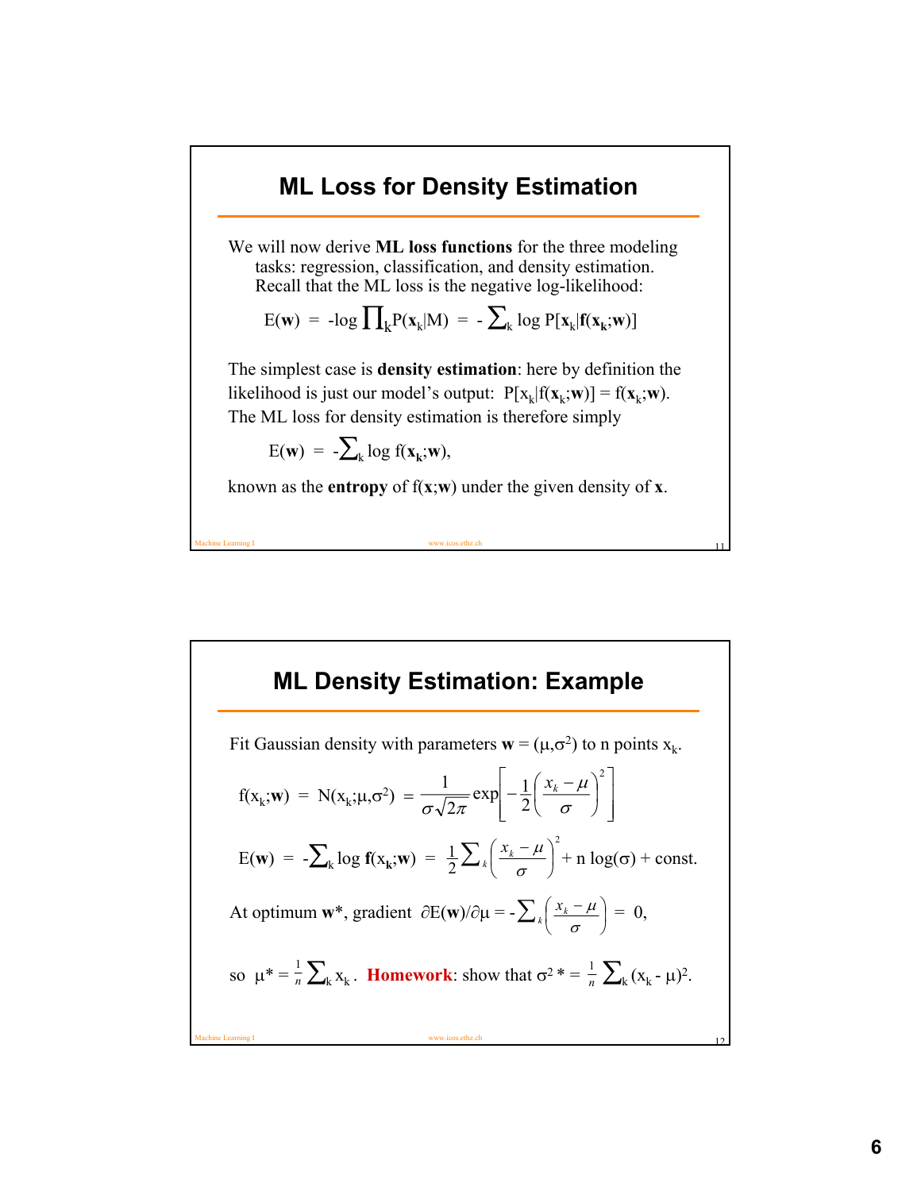## ML Loss for Density Estimation

We will now derive **ML loss functions** for the three modeling tasks: regression, classification, and density estimation. Recall that the ML loss is the negative log-likelihood:

$$E(\mathbf{w}) = -\log \prod_k P(\mathbf{x}_k|M) = -\sum_k \log P[\mathbf{x}_k|\mathbf{f}(\mathbf{x}_k;\mathbf{w})]$$

The simplest case is **density estimation**: here by definition the likelihood is just our model's output: $P[x_k|f(\mathbf{x}_k;\mathbf{w})] = f(\mathbf{x}_k;\mathbf{w})$. The ML loss for density estimation is therefore simply

$$E(\mathbf{w}) = -\sum_k \log f(\mathbf{x}_k;\mathbf{w}),$$

known as the **entropy** of $f(\mathbf{x};\mathbf{w})$ under the given density of $\mathbf{x}$.

## ML Density Estimation: Example

Fit Gaussian density with parameters $\mathbf{w} = (\mu,\sigma^2)$ to n points $x_k$.

$$f(x_k;\mathbf{w}) = N(x_k;\mu,\sigma^2) = \frac{1}{\sigma\sqrt{2\pi}} \exp\left[-\frac{1}{2}\left(\frac{x_k-\mu}{\sigma}\right)^2\right]$$

$$E(\mathbf{w}) = -\sum_k \log \mathbf{f}(x_k;\mathbf{w}) = \frac{1}{2}\sum_k \left(\frac{x_k-\mu}{\sigma}\right)^2 + n\log(\sigma) + \text{const.}$$

At optimum $\mathbf{w}^*$, gradient $\partial E(\mathbf{w})/\partial\mu = -\sum_k \left(\frac{x_k-\mu}{\sigma}\right) = 0,$

so $\mu^* = \frac{1}{n}\sum_k x_k$. **Homework**: show that $\sigma^2{}^* = \frac{1}{n}\sum_k (x_k - \mu)^2$.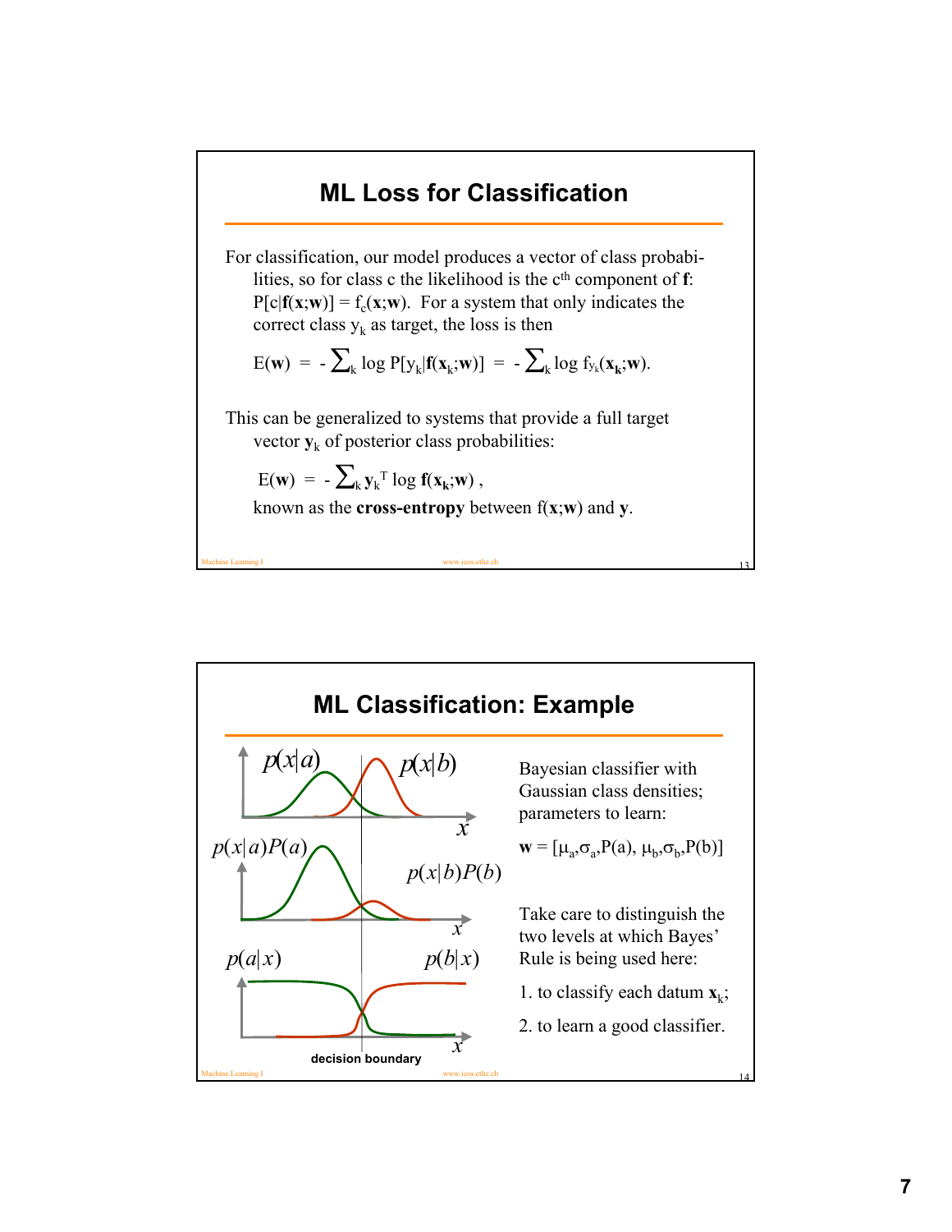## ML Loss for Classification

For classification, our model produces a vector of class probabilities, so for class c the likelihood is the $c^{th}$ component of $\mathbf{f}$: $P[c|\mathbf{f}(\mathbf{x};\mathbf{w})] = f_c(\mathbf{x};\mathbf{w})$. For a system that only indicates the correct class $y_k$ as target, the loss is then

$$E(\mathbf{w}) = -\sum_k \log P[y_k|\mathbf{f}(\mathbf{x}_k;\mathbf{w})] = -\sum_k \log f_{y_k}(\mathbf{x}_k;\mathbf{w}).$$

This can be generalized to systems that provide a full target vector $\mathbf{y}_k$ of posterior class probabilities:

$$E(\mathbf{w}) = -\sum_k \mathbf{y}_k^T \log \mathbf{f}(\mathbf{x}_k;\mathbf{w}),$$

known as the **cross-entropy** between $f(\mathbf{x};\mathbf{w})$ and $\mathbf{y}$.

## ML Classification: Example

$p(x|a)$ $p(x|b)$

$p(x|a)P(a)$ $p(x|b)P(b)$

$p(a|x)$ $p(b|x)$

**decision boundary**

Bayesian classifier with Gaussian class densities; parameters to learn:

$\mathbf{w} = [\mu_a,\sigma_a,P(a),\ \mu_b,\sigma_b,P(b)]$

Take care to distinguish the two levels at which Bayes' Rule is being used here:

1. to classify each datum $\mathbf{x}_k$;
2. to learn a good classifier.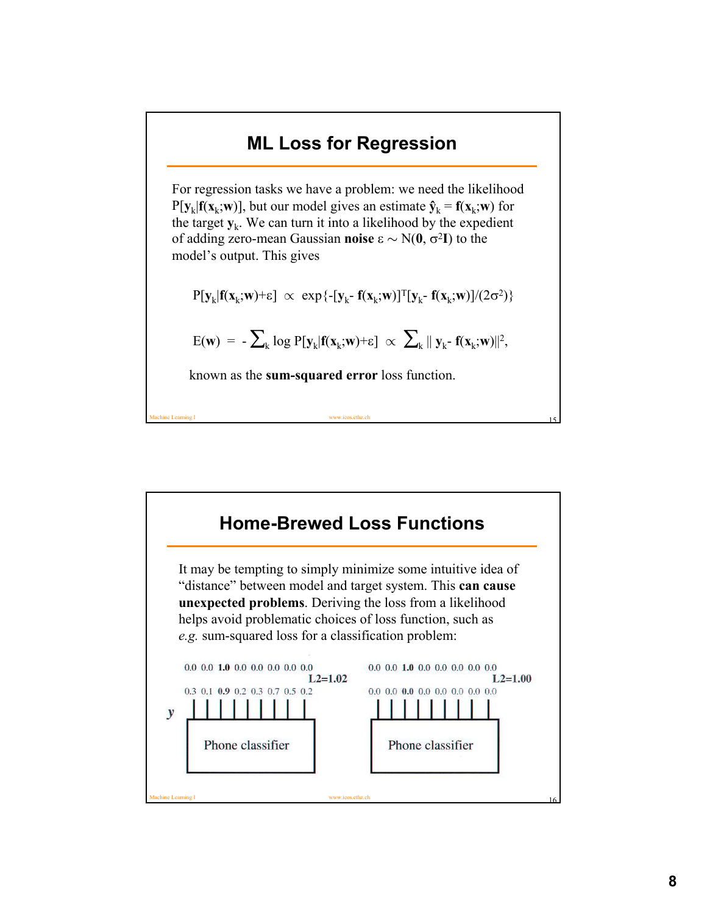## ML Loss for Regression

For regression tasks we have a problem: we need the likelihood $P[\mathbf{y}_k|\mathbf{f}(\mathbf{x}_k;\mathbf{w})]$, but our model gives an estimate $\hat{\mathbf{y}}_k = \mathbf{f}(\mathbf{x}_k;\mathbf{w})$ for the target $\mathbf{y}_k$. We can turn it into a likelihood by the expedient of adding zero-mean Gaussian **noise** $\varepsilon \sim N(\mathbf{0}, \sigma^2\mathbf{I})$ to the model's output. This gives

$$P[\mathbf{y}_k|\mathbf{f}(\mathbf{x}_k;\mathbf{w})+\varepsilon] \propto \exp\{-[\mathbf{y}_k - \mathbf{f}(\mathbf{x}_k;\mathbf{w})]^T[\mathbf{y}_k - \mathbf{f}(\mathbf{x}_k;\mathbf{w})]/(2\sigma^2)\}$$

$$E(\mathbf{w}) = -\sum_k \log P[\mathbf{y}_k|\mathbf{f}(\mathbf{x}_k;\mathbf{w})+\varepsilon] \propto \sum_k \|\mathbf{y}_k - \mathbf{f}(\mathbf{x}_k;\mathbf{w})\|^2,$$

known as the **sum-squared error** loss function.

## Home-Brewed Loss Functions

It may be tempting to simply minimize some intuitive idea of "distance" between model and target system. This **can cause unexpected problems**. Deriving the loss from a likelihood helps avoid problematic choices of loss function, such as *e.g.* sum-squared loss for a classification problem:

| | Left example | Right example |
|---|---|---|
| Target | 0.0 0.0 **1.0** 0.0 0.0 0.0 0.0 0.0 | 0.0 0.0 **1.0** 0.0 0.0 0.0 0.0 0.0 |
| Loss | L2=1.02 | L2=1.00 |
| *y* (Phone classifier output) | 0.3 0.1 **0.9** 0.2 0.3 0.7 0.5 0.2 | 0.0 0.0 **0.0** 0.0 0.0 0.0 0.0 0.0 |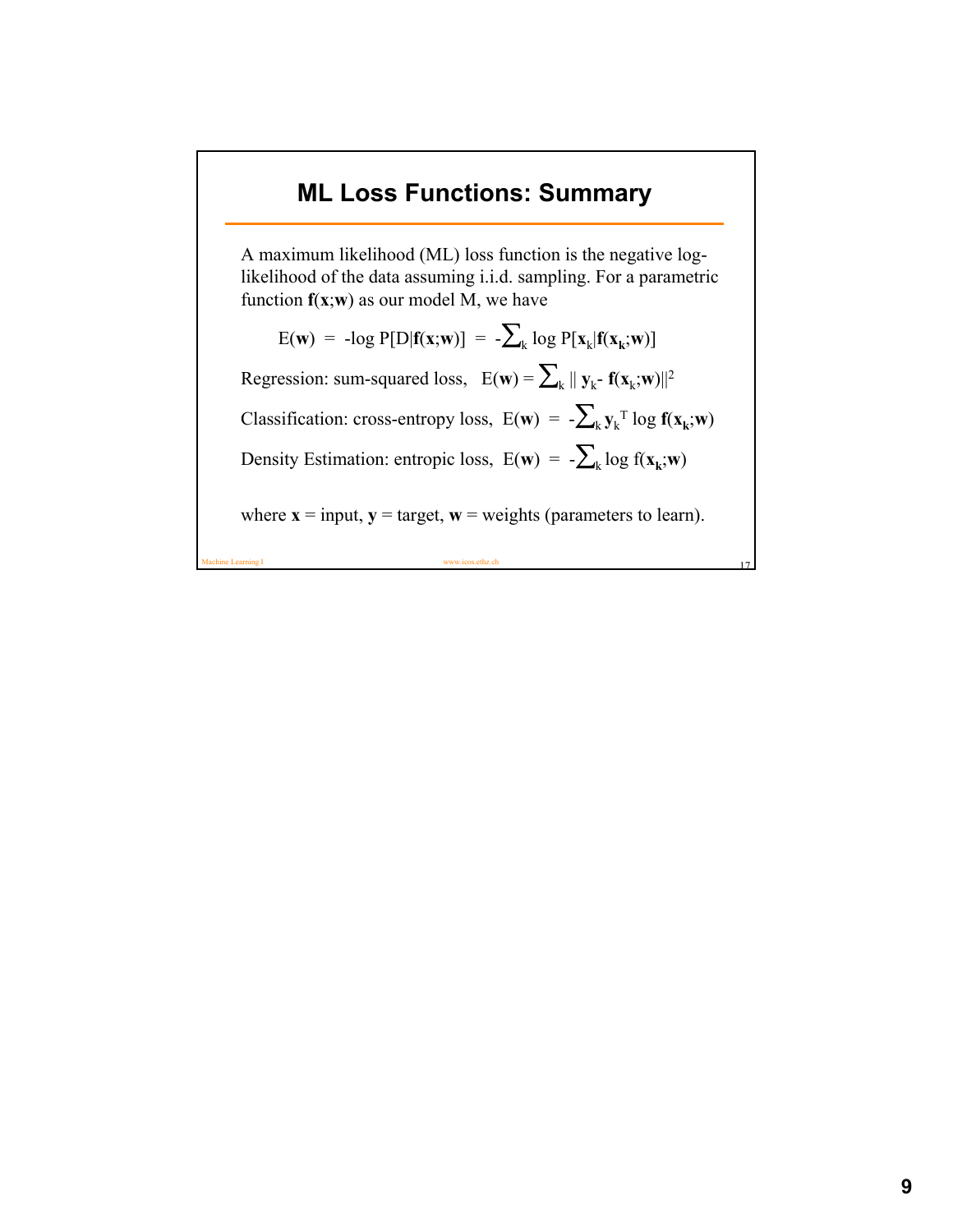## ML Loss Functions: Summary

A maximum likelihood (ML) loss function is the negative log-likelihood of the data assuming i.i.d. sampling. For a parametric function $\mathbf{f}(\mathbf{x};\mathbf{w})$ as our model M, we have

$$E(\mathbf{w}) = -\log P[D|\mathbf{f}(\mathbf{x};\mathbf{w})] = -\sum_k \log P[\mathbf{x}_k|\mathbf{f}(\mathbf{x}_k;\mathbf{w})]$$

Regression: sum-squared loss, $E(\mathbf{w}) = \sum_k \| \mathbf{y}_k - \mathbf{f}(\mathbf{x}_k;\mathbf{w})\|^2$

Classification: cross-entropy loss, $E(\mathbf{w}) = -\sum_k \mathbf{y}_k^T \log \mathbf{f}(\mathbf{x}_k;\mathbf{w})$

Density Estimation: entropic loss, $E(\mathbf{w}) = -\sum_k \log f(\mathbf{x}_k;\mathbf{w})$

where $\mathbf{x}$ = input, $\mathbf{y}$ = target, $\mathbf{w}$ = weights (parameters to learn).